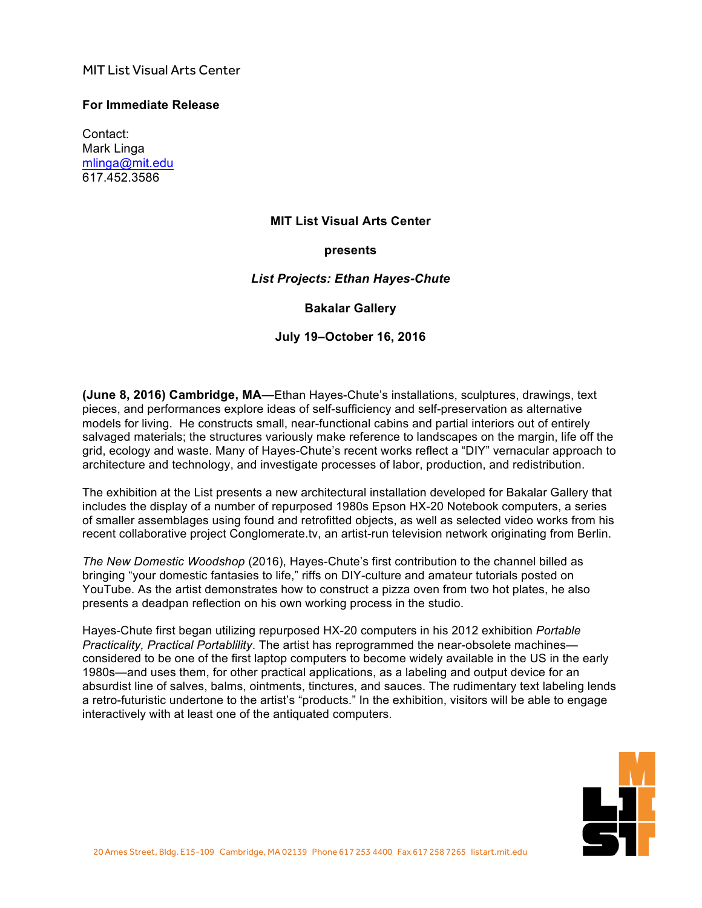MIT List Visual Arts Center

**For Immediate Release**

Contact:
Mark Linga
mlinga@mit.edu
617.452.3586

**MIT List Visual Arts Center**

**presents**

***List Projects: Ethan Hayes-Chute***

**Bakalar Gallery**

**July 19–October 16, 2016**

**(June 8, 2016) Cambridge, MA**—Ethan Hayes-Chute's installations, sculptures, drawings, text pieces, and performances explore ideas of self-sufficiency and self-preservation as alternative models for living. He constructs small, near-functional cabins and partial interiors out of entirely salvaged materials; the structures variously make reference to landscapes on the margin, life off the grid, ecology and waste. Many of Hayes-Chute's recent works reflect a "DIY" vernacular approach to architecture and technology, and investigate processes of labor, production, and redistribution.

The exhibition at the List presents a new architectural installation developed for Bakalar Gallery that includes the display of a number of repurposed 1980s Epson HX-20 Notebook computers, a series of smaller assemblages using found and retrofitted objects, as well as selected video works from his recent collaborative project Conglomerate.tv, an artist-run television network originating from Berlin.

*The New Domestic Woodshop* (2016), Hayes-Chute's first contribution to the channel billed as bringing "your domestic fantasies to life," riffs on DIY-culture and amateur tutorials posted on YouTube. As the artist demonstrates how to construct a pizza oven from two hot plates, he also presents a deadpan reflection on his own working process in the studio.

Hayes-Chute first began utilizing repurposed HX-20 computers in his 2012 exhibition *Portable Practicality, Practical Portablility*. The artist has reprogrammed the near-obsolete machines—considered to be one of the first laptop computers to become widely available in the US in the early 1980s—and uses them, for other practical applications, as a labeling and output device for an absurdist line of salves, balms, ointments, tinctures, and sauces. The rudimentary text labeling lends a retro-futuristic undertone to the artist's "products." In the exhibition, visitors will be able to engage interactively with at least one of the antiquated computers.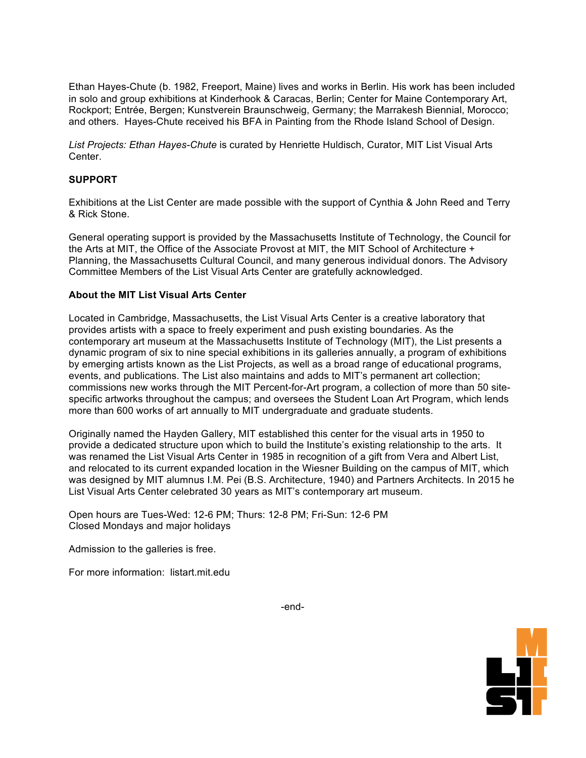Ethan Hayes-Chute (b. 1982, Freeport, Maine) lives and works in Berlin. His work has been included in solo and group exhibitions at Kinderhook & Caracas, Berlin; Center for Maine Contemporary Art, Rockport; Entrée, Bergen; Kunstverein Braunschweig, Germany; the Marrakesh Biennial, Morocco; and others. Hayes-Chute received his BFA in Painting from the Rhode Island School of Design.

*List Projects: Ethan Hayes-Chute* is curated by Henriette Huldisch, Curator, MIT List Visual Arts Center.

**SUPPORT**

Exhibitions at the List Center are made possible with the support of Cynthia & John Reed and Terry & Rick Stone.

General operating support is provided by the Massachusetts Institute of Technology, the Council for the Arts at MIT, the Office of the Associate Provost at MIT, the MIT School of Architecture + Planning, the Massachusetts Cultural Council, and many generous individual donors. The Advisory Committee Members of the List Visual Arts Center are gratefully acknowledged.

**About the MIT List Visual Arts Center**

Located in Cambridge, Massachusetts, the List Visual Arts Center is a creative laboratory that provides artists with a space to freely experiment and push existing boundaries. As the contemporary art museum at the Massachusetts Institute of Technology (MIT), the List presents a dynamic program of six to nine special exhibitions in its galleries annually, a program of exhibitions by emerging artists known as the List Projects, as well as a broad range of educational programs, events, and publications. The List also maintains and adds to MIT's permanent art collection; commissions new works through the MIT Percent-for-Art program, a collection of more than 50 site-specific artworks throughout the campus; and oversees the Student Loan Art Program, which lends more than 600 works of art annually to MIT undergraduate and graduate students.

Originally named the Hayden Gallery, MIT established this center for the visual arts in 1950 to provide a dedicated structure upon which to build the Institute's existing relationship to the arts. It was renamed the List Visual Arts Center in 1985 in recognition of a gift from Vera and Albert List, and relocated to its current expanded location in the Wiesner Building on the campus of MIT, which was designed by MIT alumnus I.M. Pei (B.S. Architecture, 1940) and Partners Architects. In 2015 he List Visual Arts Center celebrated 30 years as MIT's contemporary art museum.

Open hours are Tues-Wed: 12-6 PM; Thurs: 12-8 PM; Fri-Sun: 12-6 PM
Closed Mondays and major holidays

Admission to the galleries is free.

For more information: listart.mit.edu

-end-